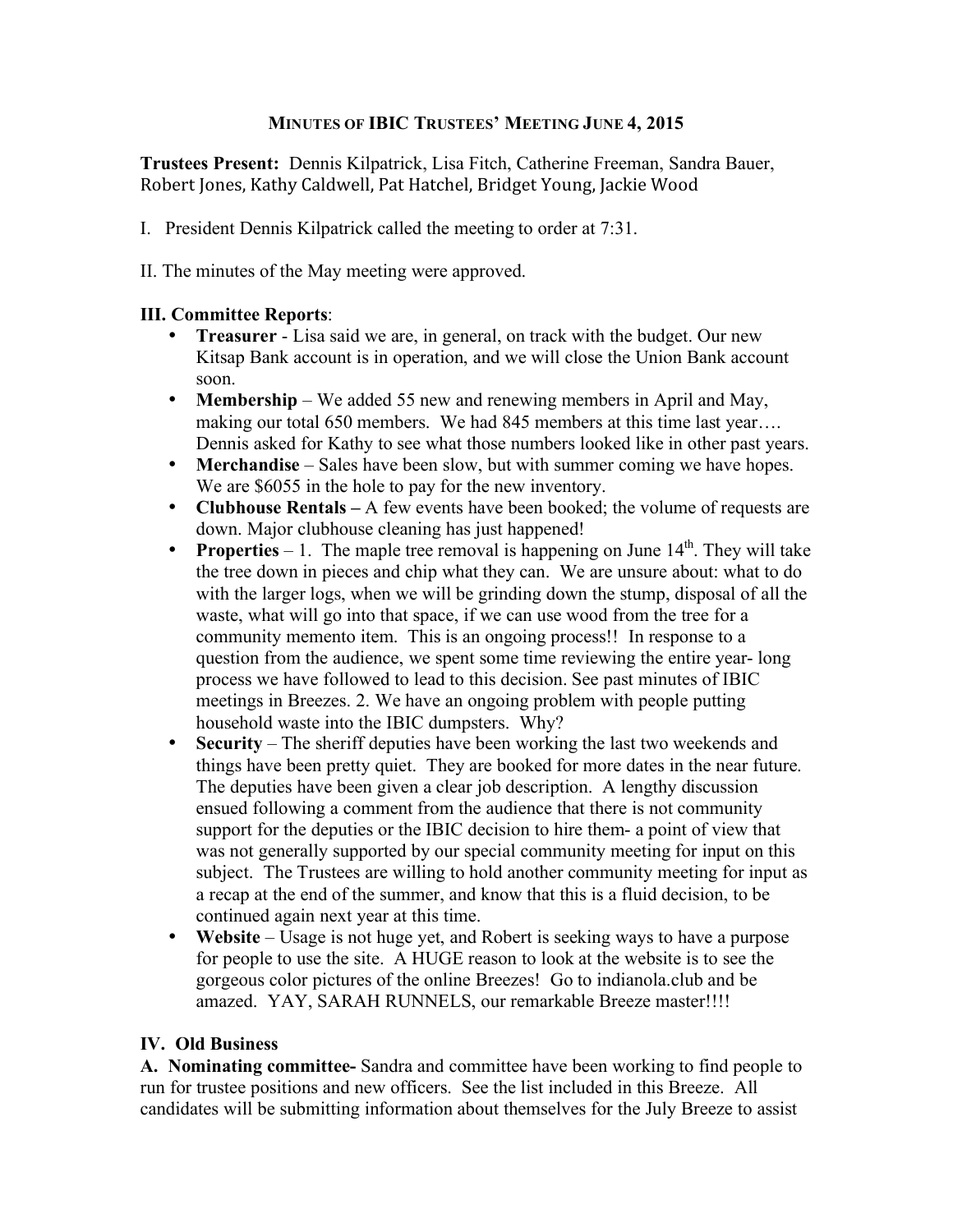# MINUTES OF IBIC TRUSTEES' MEETING JUNE 4, 2015

**Trustees Present:** Dennis Kilpatrick, Lisa Fitch, Catherine Freeman, Sandra Bauer, Robert Jones, Kathy Caldwell, Pat Hatchel, Bridget Young, Jackie Wood

I. President Dennis Kilpatrick called the meeting to order at 7:31.

II. The minutes of the May meeting were approved.

**III. Committee Reports**:

- **Treasurer** - Lisa said we are, in general, on track with the budget. Our new Kitsap Bank account is in operation, and we will close the Union Bank account soon.
- **Membership** – We added 55 new and renewing members in April and May, making our total 650 members. We had 845 members at this time last year…. Dennis asked for Kathy to see what those numbers looked like in other past years.
- **Merchandise** – Sales have been slow, but with summer coming we have hopes. We are $6055 in the hole to pay for the new inventory.
- **Clubhouse Rentals –** A few events have been booked; the volume of requests are down. Major clubhouse cleaning has just happened!
- **Properties** – 1. The maple tree removal is happening on June 14th. They will take the tree down in pieces and chip what they can. We are unsure about: what to do with the larger logs, when we will be grinding down the stump, disposal of all the waste, what will go into that space, if we can use wood from the tree for a community memento item. This is an ongoing process!! In response to a question from the audience, we spent some time reviewing the entire year- long process we have followed to lead to this decision. See past minutes of IBIC meetings in Breezes. 2. We have an ongoing problem with people putting household waste into the IBIC dumpsters. Why?
- **Security** – The sheriff deputies have been working the last two weekends and things have been pretty quiet. They are booked for more dates in the near future. The deputies have been given a clear job description. A lengthy discussion ensued following a comment from the audience that there is not community support for the deputies or the IBIC decision to hire them- a point of view that was not generally supported by our special community meeting for input on this subject. The Trustees are willing to hold another community meeting for input as a recap at the end of the summer, and know that this is a fluid decision, to be continued again next year at this time.
- **Website** – Usage is not huge yet, and Robert is seeking ways to have a purpose for people to use the site. A HUGE reason to look at the website is to see the gorgeous color pictures of the online Breezes! Go to indianola.club and be amazed. YAY, SARAH RUNNELS, our remarkable Breeze master!!!!

**IV. Old Business**

**A. Nominating committee-** Sandra and committee have been working to find people to run for trustee positions and new officers. See the list included in this Breeze. All candidates will be submitting information about themselves for the July Breeze to assist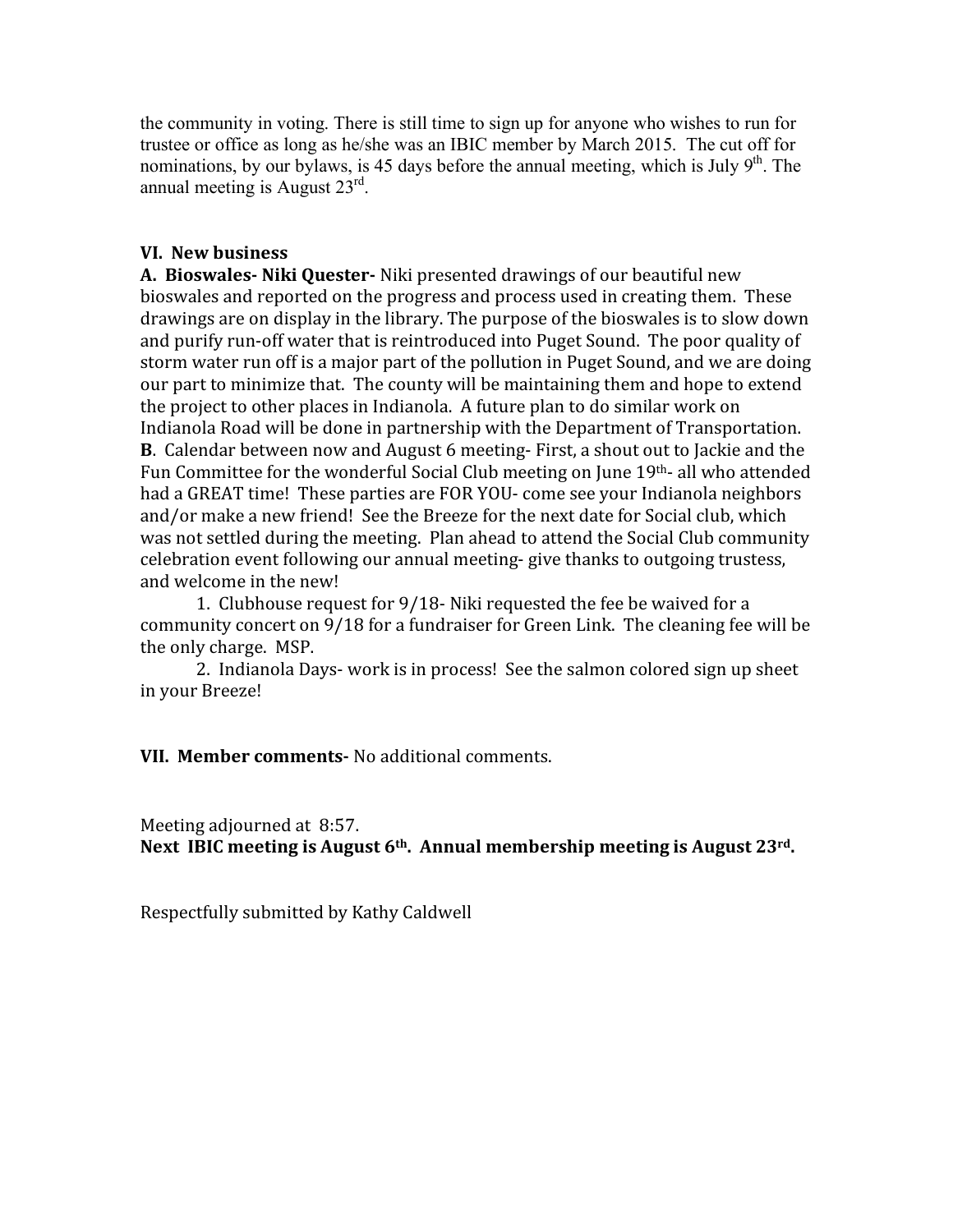the community in voting. There is still time to sign up for anyone who wishes to run for trustee or office as long as he/she was an IBIC member by March 2015. The cut off for nominations, by our bylaws, is 45 days before the annual meeting, which is July 9th. The annual meeting is August 23rd.

**VI. New business**

**A. Bioswales- Niki Quester-** Niki presented drawings of our beautiful new bioswales and reported on the progress and process used in creating them. These drawings are on display in the library. The purpose of the bioswales is to slow down and purify run-off water that is reintroduced into Puget Sound. The poor quality of storm water run off is a major part of the pollution in Puget Sound, and we are doing our part to minimize that. The county will be maintaining them and hope to extend the project to other places in Indianola. A future plan to do similar work on Indianola Road will be done in partnership with the Department of Transportation.

**B**. Calendar between now and August 6 meeting- First, a shout out to Jackie and the Fun Committee for the wonderful Social Club meeting on June 19th- all who attended had a GREAT time! These parties are FOR YOU- come see your Indianola neighbors and/or make a new friend! See the Breeze for the next date for Social club, which was not settled during the meeting. Plan ahead to attend the Social Club community celebration event following our annual meeting- give thanks to outgoing trustess, and welcome in the new!

1. Clubhouse request for 9/18- Niki requested the fee be waived for a community concert on 9/18 for a fundraiser for Green Link. The cleaning fee will be the only charge. MSP.

2. Indianola Days- work is in process! See the salmon colored sign up sheet in your Breeze!

**VII. Member comments-** No additional comments.

Meeting adjourned at 8:57.

**Next IBIC meeting is August 6th. Annual membership meeting is August 23rd.**

Respectfully submitted by Kathy Caldwell